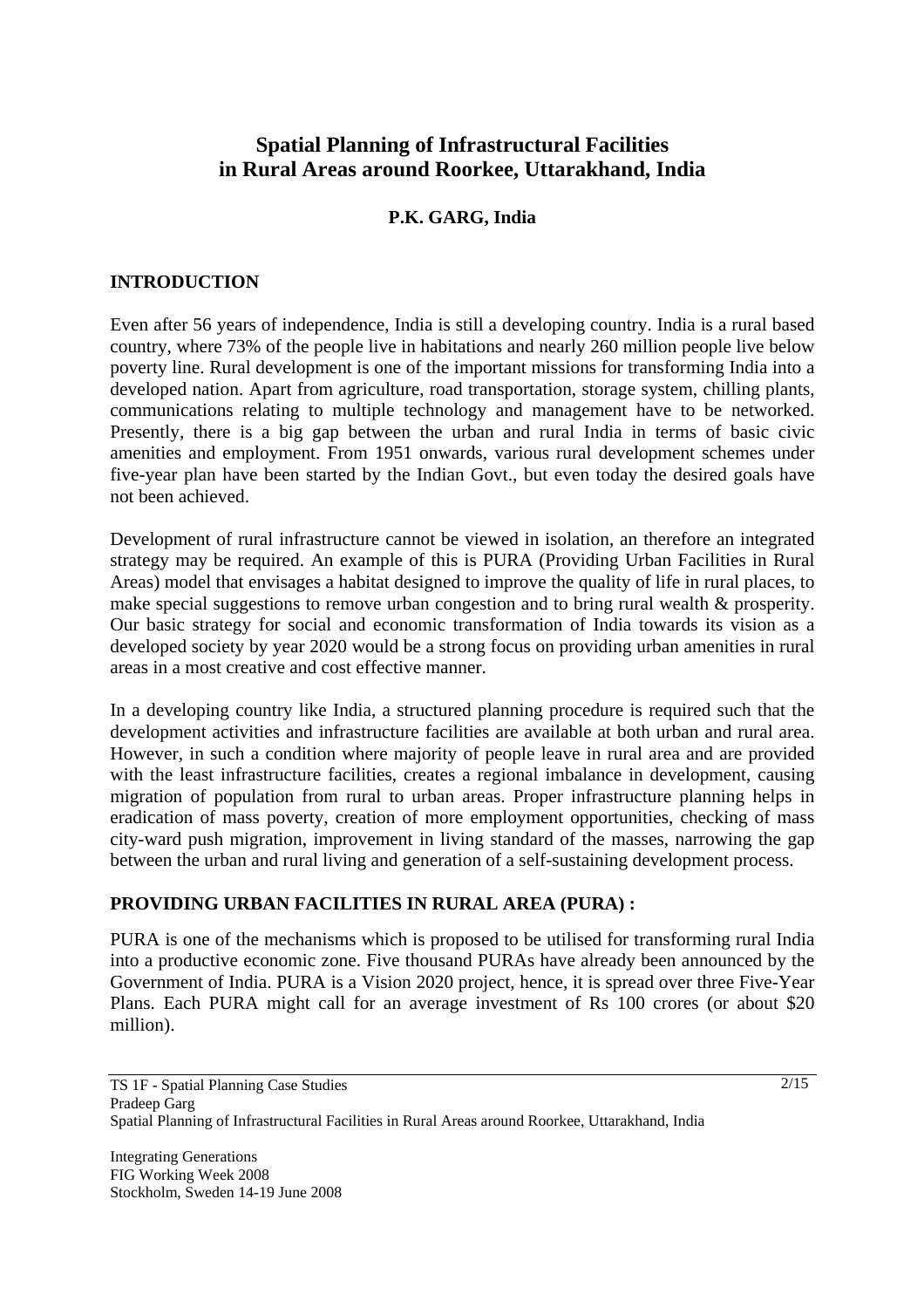# Spatial Planning of Infrastructural Facilities in Rural Areas around Roorkee, Uttarakhand, India

**P.K. GARG, India**

## INTRODUCTION

Even after 56 years of independence, India is still a developing country. India is a rural based country, where 73% of the people live in habitations and nearly 260 million people live below poverty line. Rural development is one of the important missions for transforming India into a developed nation. Apart from agriculture, road transportation, storage system, chilling plants, communications relating to multiple technology and management have to be networked. Presently, there is a big gap between the urban and rural India in terms of basic civic amenities and employment. From 1951 onwards, various rural development schemes under five-year plan have been started by the Indian Govt., but even today the desired goals have not been achieved.

Development of rural infrastructure cannot be viewed in isolation, an therefore an integrated strategy may be required. An example of this is PURA (Providing Urban Facilities in Rural Areas) model that envisages a habitat designed to improve the quality of life in rural places, to make special suggestions to remove urban congestion and to bring rural wealth & prosperity. Our basic strategy for social and economic transformation of India towards its vision as a developed society by year 2020 would be a strong focus on providing urban amenities in rural areas in a most creative and cost effective manner.

In a developing country like India, a structured planning procedure is required such that the development activities and infrastructure facilities are available at both urban and rural area. However, in such a condition where majority of people leave in rural area and are provided with the least infrastructure facilities, creates a regional imbalance in development, causing migration of population from rural to urban areas. Proper infrastructure planning helps in eradication of mass poverty, creation of more employment opportunities, checking of mass city-ward push migration, improvement in living standard of the masses, narrowing the gap between the urban and rural living and generation of a self-sustaining development process.

## PROVIDING URBAN FACILITIES IN RURAL AREA (PURA) :

PURA is one of the mechanisms which is proposed to be utilised for transforming rural India into a productive economic zone. Five thousand PURAs have already been announced by the Government of India. PURA is a Vision 2020 project, hence, it is spread over three Five-Year Plans. Each PURA might call for an average investment of Rs 100 crores (or about $20 million).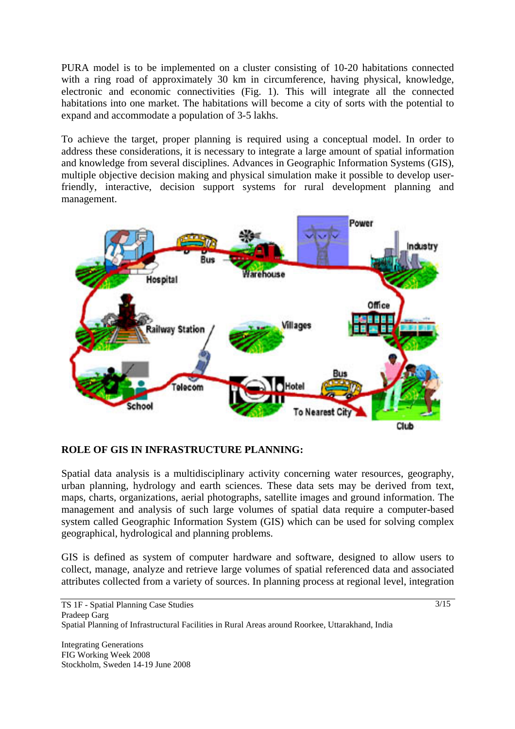PURA model is to be implemented on a cluster consisting of 10-20 habitations connected with a ring road of approximately 30 km in circumference, having physical, knowledge, electronic and economic connectivities (Fig. 1). This will integrate all the connected habitations into one market. The habitations will become a city of sorts with the potential to expand and accommodate a population of 3-5 lakhs.

To achieve the target, proper planning is required using a conceptual model. In order to address these considerations, it is necessary to integrate a large amount of spatial information and knowledge from several disciplines. Advances in Geographic Information Systems (GIS), multiple objective decision making and physical simulation make it possible to develop user-friendly, interactive, decision support systems for rural development planning and management.

## ROLE OF GIS IN INFRASTRUCTURE PLANNING:

Spatial data analysis is a multidisciplinary activity concerning water resources, geography, urban planning, hydrology and earth sciences. These data sets may be derived from text, maps, charts, organizations, aerial photographs, satellite images and ground information. The management and analysis of such large volumes of spatial data require a computer-based system called Geographic Information System (GIS) which can be used for solving complex geographical, hydrological and planning problems.

GIS is defined as system of computer hardware and software, designed to allow users to collect, manage, analyze and retrieve large volumes of spatial referenced data and associated attributes collected from a variety of sources. In planning process at regional level, integration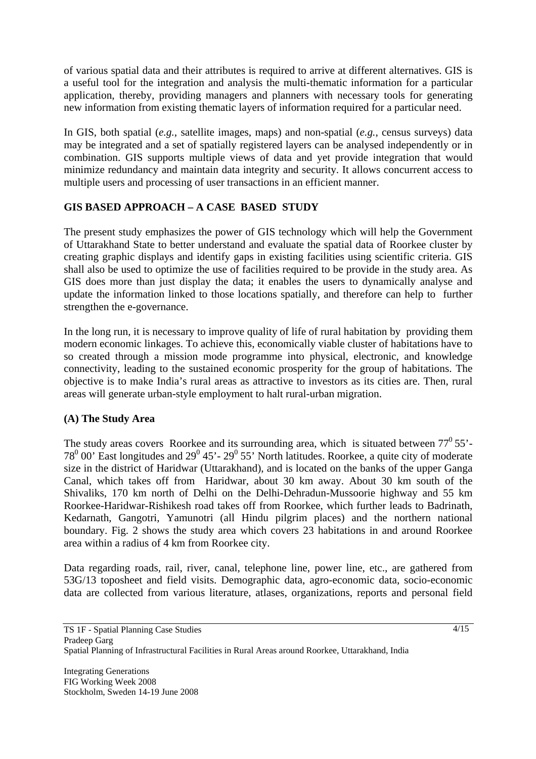of various spatial data and their attributes is required to arrive at different alternatives. GIS is a useful tool for the integration and analysis the multi-thematic information for a particular application, thereby, providing managers and planners with necessary tools for generating new information from existing thematic layers of information required for a particular need.

In GIS, both spatial (*e.g.*, satellite images, maps) and non-spatial (*e.g.*, census surveys) data may be integrated and a set of spatially registered layers can be analysed independently or in combination. GIS supports multiple views of data and yet provide integration that would minimize redundancy and maintain data integrity and security. It allows concurrent access to multiple users and processing of user transactions in an efficient manner.

## GIS BASED APPROACH – A CASE BASED STUDY

The present study emphasizes the power of GIS technology which will help the Government of Uttarakhand State to better understand and evaluate the spatial data of Roorkee cluster by creating graphic displays and identify gaps in existing facilities using scientific criteria. GIS shall also be used to optimize the use of facilities required to be provide in the study area. As GIS does more than just display the data; it enables the users to dynamically analyse and update the information linked to those locations spatially, and therefore can help to further strengthen the e-governance.

In the long run, it is necessary to improve quality of life of rural habitation by providing them modern economic linkages. To achieve this, economically viable cluster of habitations have to so created through a mission mode programme into physical, electronic, and knowledge connectivity, leading to the sustained economic prosperity for the group of habitations. The objective is to make India's rural areas as attractive to investors as its cities are. Then, rural areas will generate urban-style employment to halt rural-urban migration.

### (A) The Study Area

The study areas covers Roorkee and its surrounding area, which is situated between $77^0$ 55'- $78^0$ 00' East longitudes and $29^0$ 45'- $29^0$ 55' North latitudes. Roorkee, a quite city of moderate size in the district of Haridwar (Uttarakhand), and is located on the banks of the upper Ganga Canal, which takes off from Haridwar, about 30 km away. About 30 km south of the Shivaliks, 170 km north of Delhi on the Delhi-Dehradun-Mussoorie highway and 55 km Roorkee-Haridwar-Rishikesh road takes off from Roorkee, which further leads to Badrinath, Kedarnath, Gangotri, Yamunotri (all Hindu pilgrim places) and the northern national boundary. Fig. 2 shows the study area which covers 23 habitations in and around Roorkee area within a radius of 4 km from Roorkee city.

Data regarding roads, rail, river, canal, telephone line, power line, etc., are gathered from 53G/13 toposheet and field visits. Demographic data, agro-economic data, socio-economic data are collected from various literature, atlases, organizations, reports and personal field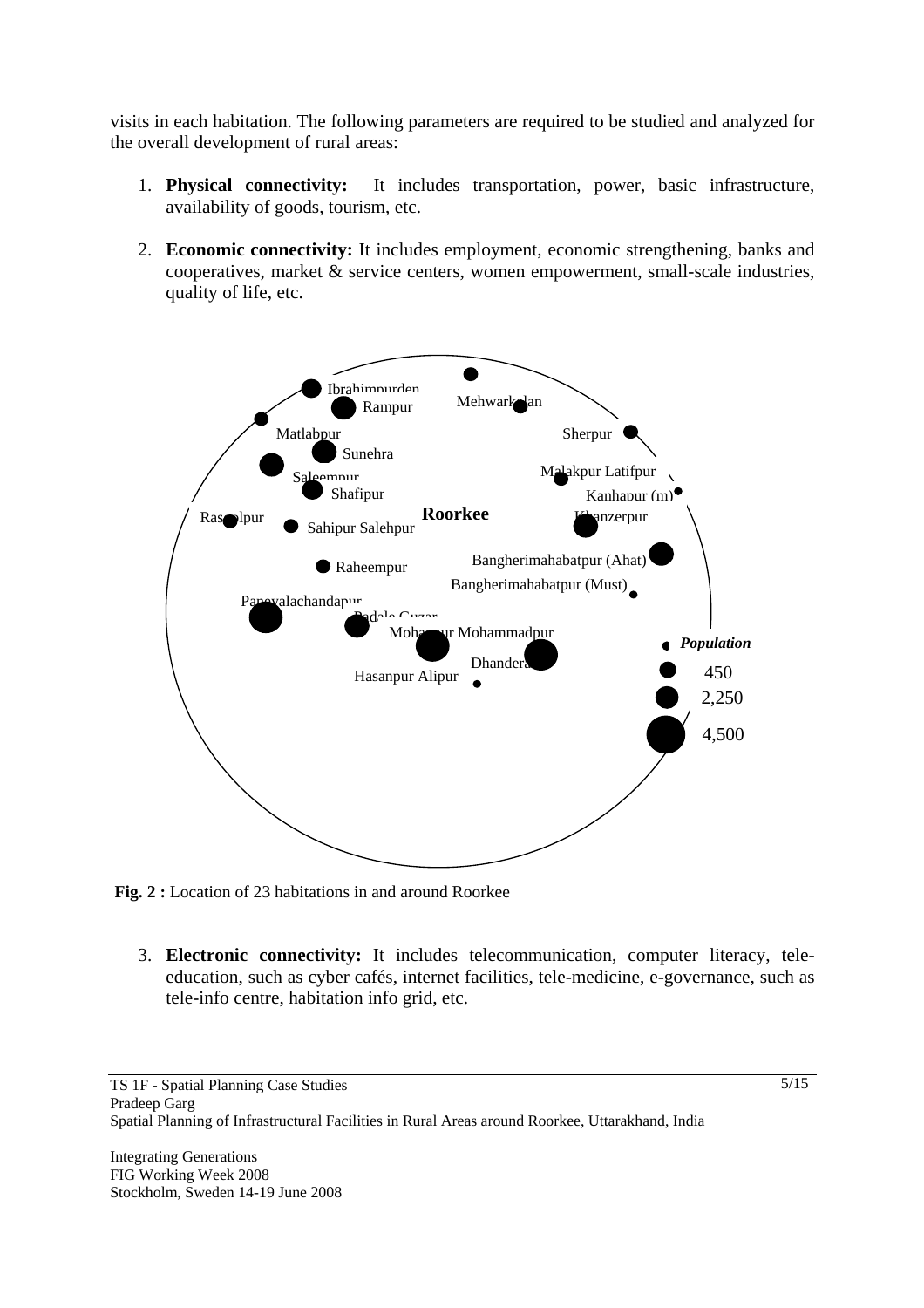visits in each habitation. The following parameters are required to be studied and analyzed for the overall development of rural areas:

1. **Physical connectivity:** It includes transportation, power, basic infrastructure, availability of goods, tourism, etc.

2. **Economic connectivity:** It includes employment, economic strengthening, banks and cooperatives, market & service centers, women empowerment, small-scale industries, quality of life, etc.

**Fig. 2 :** Location of 23 habitations in and around Roorkee

3. **Electronic connectivity:** It includes telecommunication, computer literacy, tele-education, such as cyber cafés, internet facilities, tele-medicine, e-governance, such as tele-info centre, habitation info grid, etc.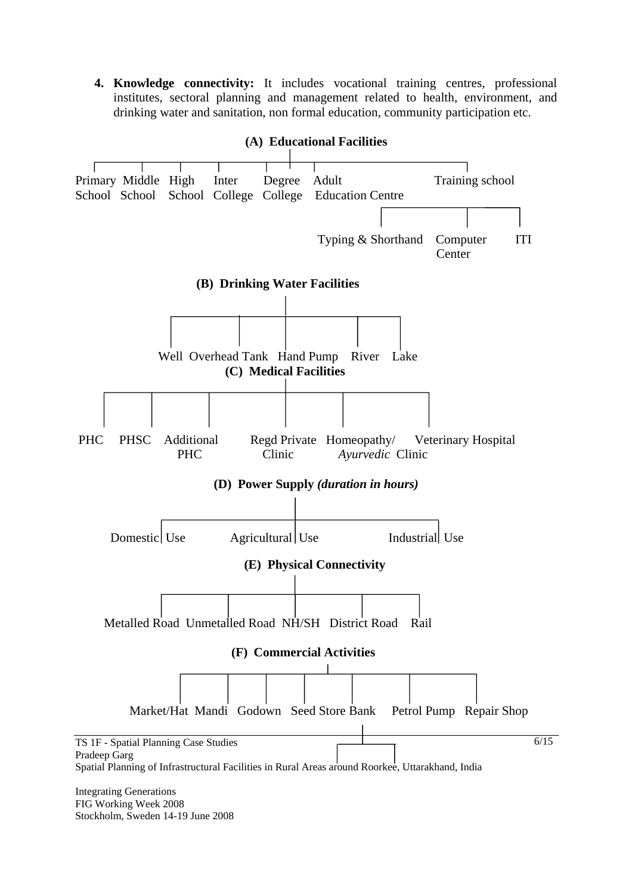4. **Knowledge connectivity:** It includes vocational training centres, professional institutes, sectoral planning and management related to health, environment, and drinking water and sanitation, non formal education, community participation etc.

**(A) Educational Facilities**

- Primary School
- Middle School
- High School
- Inter College
- Degree College
- Adult Education Centre
- Training school
  - Typing & Shorthand
  - Computer Center
  - ITI

**(B) Drinking Water Facilities**

- Well
- Overhead Tank
- Hand Pump
- River
- Lake

**(C) Medical Facilities**

- PHC
- PHSC
- Additional PHC
- Regd Private Clinic
- Homeopathy/ *Ayurvedic* Clinic
- Veterinary Hospital

**(D) Power Supply** ***(duration in hours)***

- Domestic Use
- Agricultural Use
- Industrial Use

**(E) Physical Connectivity**

- Metalled Road
- Unmetalled Road
- NH/SH
- District Road
- Rail

**(F) Commercial Activities**

- Market/Hat
- Mandi
- Godown
- Seed Store
- Bank
- Petrol Pump
- Repair Shop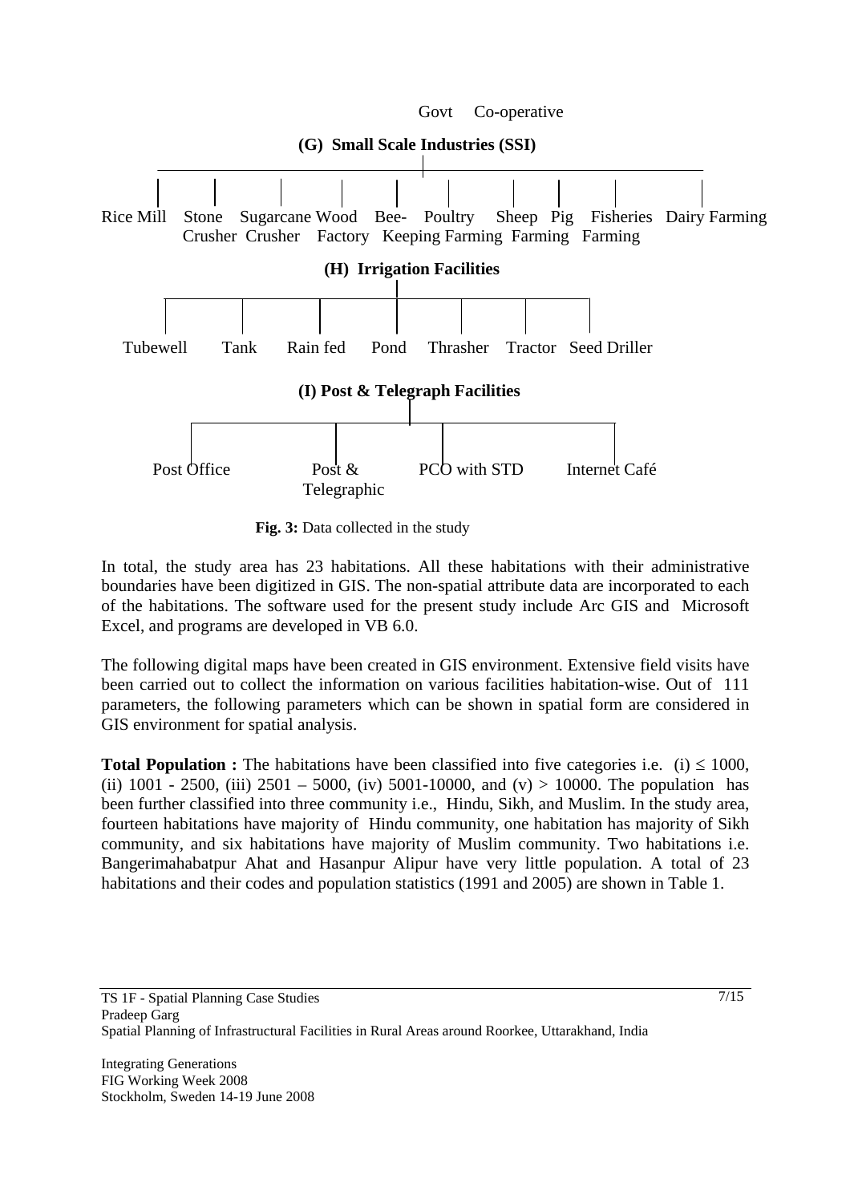Govt Co-operative

**(G) Small Scale Industries (SSI)**

- Rice Mill
- Stone Crusher
- Sugarcane Crusher
- Wood Factory
- Bee-Keeping
- Poultry Farming
- Sheep Farming
- Pig Farming
- Fisheries
- Dairy Farming

**(H) Irrigation Facilities**

- Tubewell
- Tank
- Rain fed
- Pond
- Thrasher
- Tractor
- Seed Driller

**(I) Post & Telegraph Facilities**

- Post Office
- Post & Telegraphic
- PCO with STD
- Internet Café

**Fig. 3:** Data collected in the study

In total, the study area has 23 habitations. All these habitations with their administrative boundaries have been digitized in GIS. The non-spatial attribute data are incorporated to each of the habitations. The software used for the present study include Arc GIS and Microsoft Excel, and programs are developed in VB 6.0.

The following digital maps have been created in GIS environment. Extensive field visits have been carried out to collect the information on various facilities habitation-wise. Out of 111 parameters, the following parameters which can be shown in spatial form are considered in GIS environment for spatial analysis.

**Total Population :** The habitations have been classified into five categories i.e. (i) ≤ 1000, (ii) 1001 - 2500, (iii) 2501 – 5000, (iv) 5001-10000, and (v) > 10000. The population has been further classified into three community i.e., Hindu, Sikh, and Muslim. In the study area, fourteen habitations have majority of Hindu community, one habitation has majority of Sikh community, and six habitations have majority of Muslim community. Two habitations i.e. Bangerimahabatpur Ahat and Hasanpur Alipur have very little population. A total of 23 habitations and their codes and population statistics (1991 and 2005) are shown in Table 1.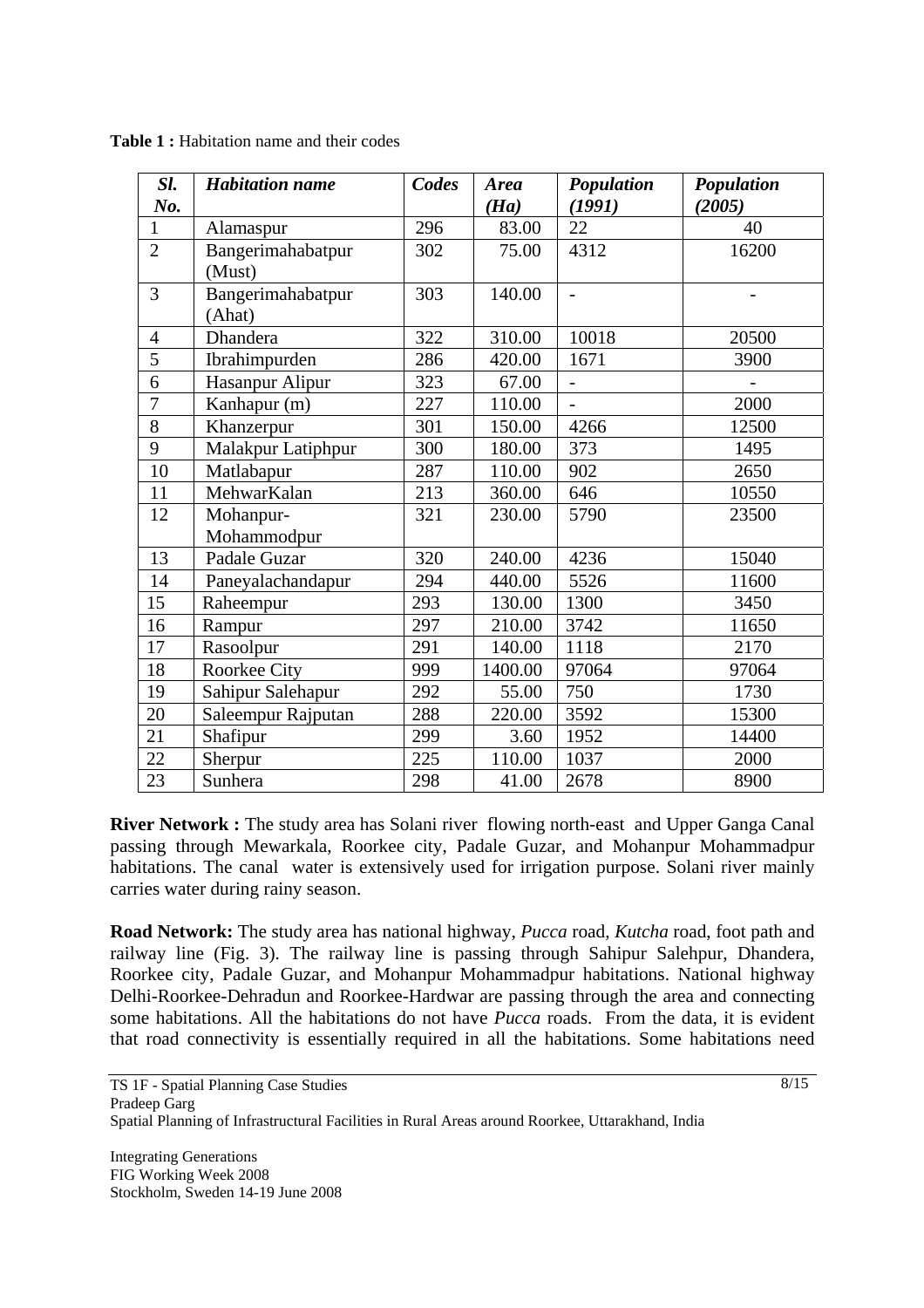**Table 1 :** Habitation name and their codes

| *Sl. No.* | *Habitation name* | *Codes* | *Area (Ha)* | *Population (1991)* | *Population (2005)* |
|---|---|---|---|---|---|
| 1 | Alamaspur | 296 | 83.00 | 22 | 40 |
| 2 | Bangerimahabatpur (Must) | 302 | 75.00 | 4312 | 16200 |
| 3 | Bangerimahabatpur (Ahat) | 303 | 140.00 | - | - |
| 4 | Dhandera | 322 | 310.00 | 10018 | 20500 |
| 5 | Ibrahimpurden | 286 | 420.00 | 1671 | 3900 |
| 6 | Hasanpur Alipur | 323 | 67.00 | - | - |
| 7 | Kanhapur (m) | 227 | 110.00 | - | 2000 |
| 8 | Khanzerpur | 301 | 150.00 | 4266 | 12500 |
| 9 | Malakpur Latiphpur | 300 | 180.00 | 373 | 1495 |
| 10 | Matlabapur | 287 | 110.00 | 902 | 2650 |
| 11 | MehwarKalan | 213 | 360.00 | 646 | 10550 |
| 12 | Mohanpur-Mohammodpur | 321 | 230.00 | 5790 | 23500 |
| 13 | Padale Guzar | 320 | 240.00 | 4236 | 15040 |
| 14 | Paneyalachandapur | 294 | 440.00 | 5526 | 11600 |
| 15 | Raheempur | 293 | 130.00 | 1300 | 3450 |
| 16 | Rampur | 297 | 210.00 | 3742 | 11650 |
| 17 | Rasoolpur | 291 | 140.00 | 1118 | 2170 |
| 18 | Roorkee City | 999 | 1400.00 | 97064 | 97064 |
| 19 | Sahipur Salehapur | 292 | 55.00 | 750 | 1730 |
| 20 | Saleempur Rajputan | 288 | 220.00 | 3592 | 15300 |
| 21 | Shafipur | 299 | 3.60 | 1952 | 14400 |
| 22 | Sherpur | 225 | 110.00 | 1037 | 2000 |
| 23 | Sunhera | 298 | 41.00 | 2678 | 8900 |

**River Network :** The study area has Solani river flowing north-east and Upper Ganga Canal passing through Mewarkala, Roorkee city, Padale Guzar, and Mohanpur Mohammadpur habitations. The canal water is extensively used for irrigation purpose. Solani river mainly carries water during rainy season.

**Road Network:** The study area has national highway, *Pucca* road, *Kutcha* road, foot path and railway line (Fig. 3). The railway line is passing through Sahipur Salehpur, Dhandera, Roorkee city, Padale Guzar, and Mohanpur Mohammadpur habitations. National highway Delhi-Roorkee-Dehradun and Roorkee-Hardwar are passing through the area and connecting some habitations. All the habitations do not have *Pucca* roads. From the data, it is evident that road connectivity is essentially required in all the habitations. Some habitations need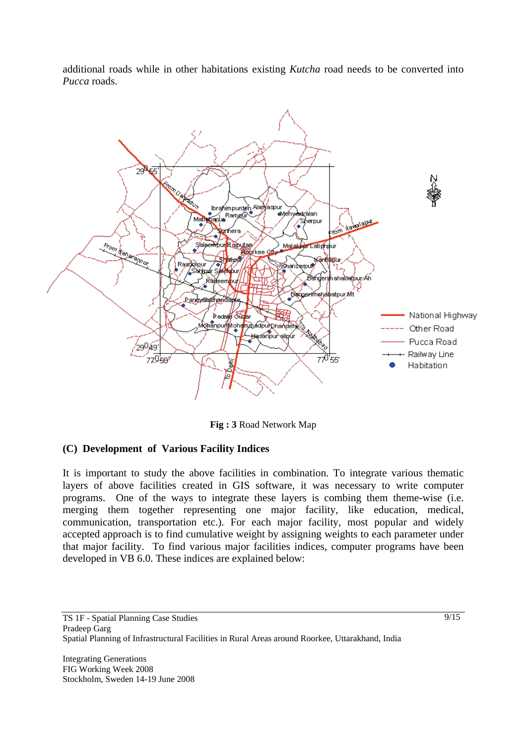additional roads while in other habitations existing *Kutcha* road needs to be converted into *Pucca* roads.

**Fig : 3** Road Network Map

**(C) Development of Various Facility Indices**

It is important to study the above facilities in combination. To integrate various thematic layers of above facilities created in GIS software, it was necessary to write computer programs. One of the ways to integrate these layers is combing them theme-wise (i.e. merging them together representing one major facility, like education, medical, communication, transportation etc.). For each major facility, most popular and widely accepted approach is to find cumulative weight by assigning weights to each parameter under that major facility. To find various major facilities indices, computer programs have been developed in VB 6.0. These indices are explained below: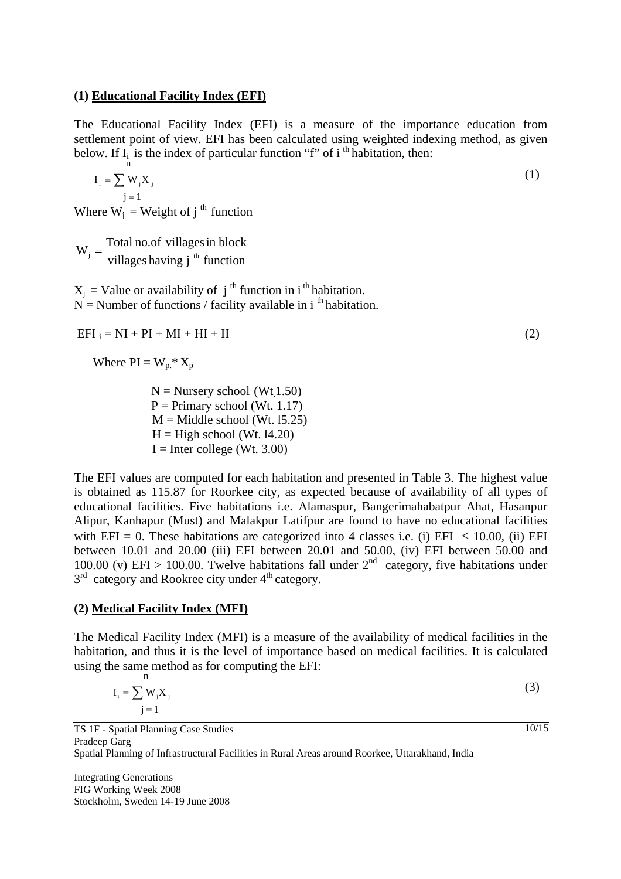### (1) **Educational Facility Index (EFI)**

The Educational Facility Index (EFI) is a measure of the importance education from settlement point of view. EFI has been calculated using weighted indexing method, as given below. If $I_i$ is the index of particular function "f" of i th habitation, then:

$$I_i = \sum_{j=1}^{n} W_j X_j \tag{1}$$

Where $W_j$ = Weight of j th function

$$W_j = \frac{\text{Total no.of villages in block}}{\text{villages having j th function}}$$

$X_j$ = Value or availability of j th function in i th habitation.
N = Number of functions / facility available in i th habitation.

$$EFI_i = NI + PI + MI + HI + II \tag{2}$$

Where $PI = W_p * X_p$

N = Nursery school (Wt.1.50)
P = Primary school (Wt. 1.17)
M = Middle school (Wt. l5.25)
H = High school (Wt. l4.20)
I = Inter college (Wt. 3.00)

The EFI values are computed for each habitation and presented in Table 3. The highest value is obtained as 115.87 for Roorkee city, as expected because of availability of all types of educational facilities. Five habitations i.e. Alamaspur, Bangerimahabatpur Ahat, Hasanpur Alipur, Kanhapur (Must) and Malakpur Latifpur are found to have no educational facilities with EFI = 0. These habitations are categorized into 4 classes i.e. (i) EFI $\leq$ 10.00, (ii) EFI between 10.01 and 20.00 (iii) EFI between 20.01 and 50.00, (iv) EFI between 50.00 and 100.00 (v) EFI > 100.00. Twelve habitations fall under 2nd category, five habitations under 3rd category and Rookree city under 4th category.

### (2) **Medical Facility Index (MFI)**

The Medical Facility Index (MFI) is a measure of the availability of medical facilities in the habitation, and thus it is the level of importance based on medical facilities. It is calculated using the same method as for computing the EFI:

$$I_i = \sum_{j=1}^{n} W_j X_j \tag{3}$$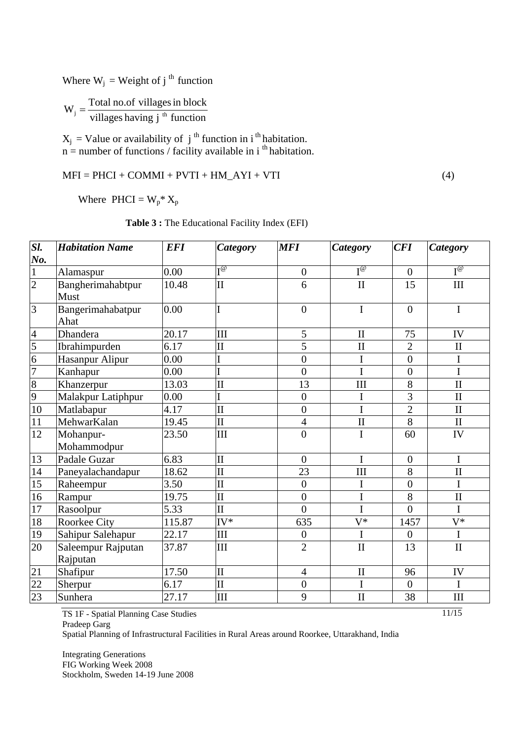Where $W_j$ = Weight of j [th] function

$$W_j = \frac{\text{Total no.of villages in block}}{\text{villages having j}^{\text{th}}\text{ function}}$$

$X_j$ = Value or availability of j [th] function in i [th] habitation.
n = number of functions / facility available in i [th] habitation.

$$MFI = PHCI + COMMI + PVTI + HM\_AYI + VTI \quad (4)$$

Where $PHCI = W_p * X_p$

**Table 3 :** The Educational Facility Index (EFI)

| *Sl. No.* | *Habitation Name* | *EFI* | *Category* | *MFI* | *Category* | *CFI* | *Category* |
|---|---|---|---|---|---|---|---|
| 1 | Alamaspur | 0.00 | I[@] | 0 | I[@] | 0 | I[@] |
| 2 | Bangherimahabtpur Must | 10.48 | II | 6 | II | 15 | III |
| 3 | Bangerimahabatpur Ahat | 0.00 | I | 0 | I | 0 | I |
| 4 | Dhandera | 20.17 | III | 5 | II | 75 | IV |
| 5 | Ibrahimpurden | 6.17 | II | 5 | II | 2 | II |
| 6 | Hasanpur Alipur | 0.00 | I | 0 | I | 0 | I |
| 7 | Kanhapur | 0.00 | I | 0 | I | 0 | I |
| 8 | Khanzerpur | 13.03 | II | 13 | III | 8 | II |
| 9 | Malakpur Latiphpur | 0.00 | I | 0 | I | 3 | II |
| 10 | Matlabapur | 4.17 | II | 0 | I | 2 | II |
| 11 | MehwarKalan | 19.45 | II | 4 | II | 8 | II |
| 12 | Mohanpur-Mohammodpur | 23.50 | III | 0 | I | 60 | IV |
| 13 | Padale Guzar | 6.83 | II | 0 | I | 0 | I |
| 14 | Paneyalachandapur | 18.62 | II | 23 | III | 8 | II |
| 15 | Raheempur | 3.50 | II | 0 | I | 0 | I |
| 16 | Rampur | 19.75 | II | 0 | I | 8 | II |
| 17 | Rasoolpur | 5.33 | II | 0 | I | 0 | I |
| 18 | Roorkee City | 115.87 | IV* | 635 | V* | 1457 | V* |
| 19 | Sahipur Salehapur | 22.17 | III | 0 | I | 0 | I |
| 20 | Saleempur Rajputan Rajputan | 37.87 | III | 2 | II | 13 | II |
| 21 | Shafipur | 17.50 | II | 4 | II | 96 | IV |
| 22 | Sherpur | 6.17 | II | 0 | I | 0 | I |
| 23 | Sunhera | 27.17 | III | 9 | II | 38 | III |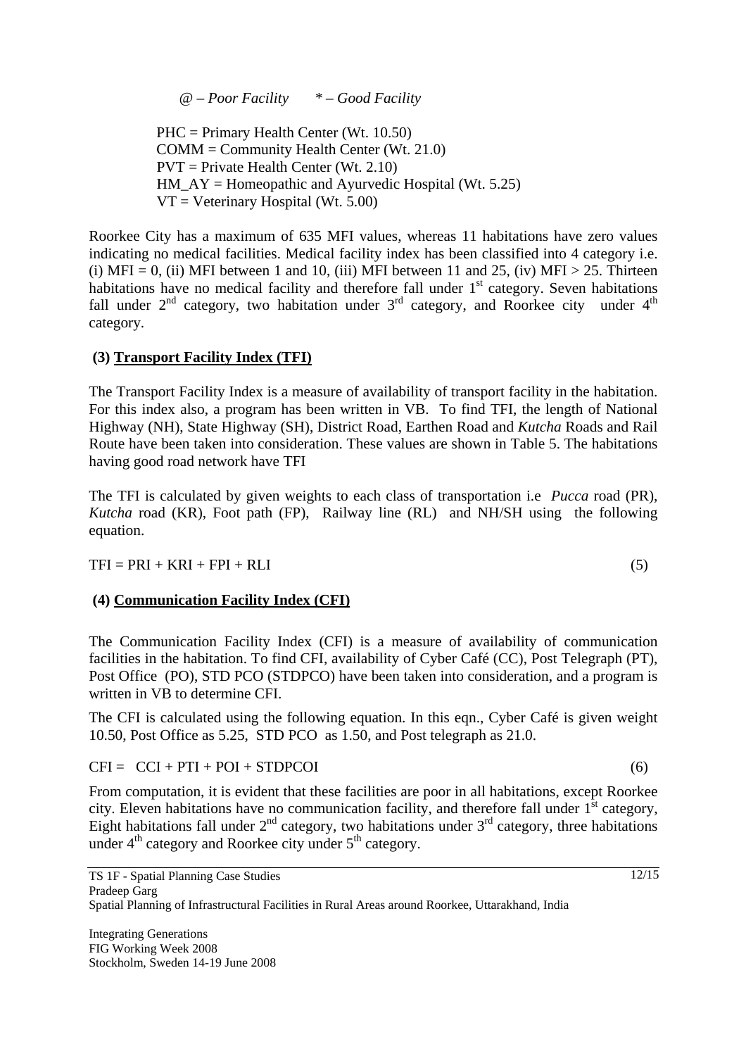*@ – Poor Facility      * – Good Facility*

PHC = Primary Health Center (Wt. 10.50)
COMM = Community Health Center (Wt. 21.0)
PVT = Private Health Center (Wt. 2.10)
HM_AY = Homeopathic and Ayurvedic Hospital (Wt. 5.25)
VT = Veterinary Hospital (Wt. 5.00)

Roorkee City has a maximum of 635 MFI values, whereas 11 habitations have zero values indicating no medical facilities. Medical facility index has been classified into 4 category i.e. (i) MFI = 0, (ii) MFI between 1 and 10, (iii) MFI between 11 and 25, (iv) MFI > 25. Thirteen habitations have no medical facility and therefore fall under 1st category. Seven habitations fall under 2nd category, two habitation under 3rd category, and Roorkee city under 4th category.

### (3) <u>Transport Facility Index (TFI)</u>

The Transport Facility Index is a measure of availability of transport facility in the habitation. For this index also, a program has been written in VB. To find TFI, the length of National Highway (NH), State Highway (SH), District Road, Earthen Road and *Kutcha* Roads and Rail Route have been taken into consideration. These values are shown in Table 5. The habitations having good road network have TFI

The TFI is calculated by given weights to each class of transportation i.e *Pucca* road (PR), *Kutcha* road (KR), Foot path (FP), Railway line (RL) and NH/SH using the following equation.

$$TFI = PRI + KRI + FPI + RLI \quad (5)$$

### (4) <u>Communication Facility Index (CFI)</u>

The Communication Facility Index (CFI) is a measure of availability of communication facilities in the habitation. To find CFI, availability of Cyber Café (CC), Post Telegraph (PT), Post Office (PO), STD PCO (STDPCO) have been taken into consideration, and a program is written in VB to determine CFI.

The CFI is calculated using the following equation. In this eqn., Cyber Café is given weight 10.50, Post Office as 5.25, STD PCO as 1.50, and Post telegraph as 21.0.

$$CFI = CCI + PTI + POI + STDPCOI \quad (6)$$

From computation, it is evident that these facilities are poor in all habitations, except Roorkee city. Eleven habitations have no communication facility, and therefore fall under 1st category, Eight habitations fall under 2nd category, two habitations under 3rd category, three habitations under 4th category and Roorkee city under 5th category.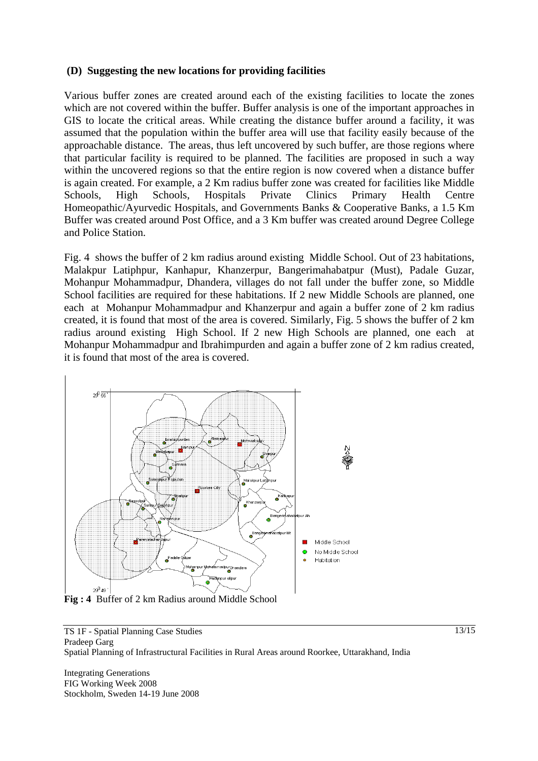### (D) Suggesting the new locations for providing facilities

Various buffer zones are created around each of the existing facilities to locate the zones which are not covered within the buffer. Buffer analysis is one of the important approaches in GIS to locate the critical areas. While creating the distance buffer around a facility, it was assumed that the population within the buffer area will use that facility easily because of the approachable distance. The areas, thus left uncovered by such buffer, are those regions where that particular facility is required to be planned. The facilities are proposed in such a way within the uncovered regions so that the entire region is now covered when a distance buffer is again created. For example, a 2 Km radius buffer zone was created for facilities like Middle Schools, High Schools, Hospitals Private Clinics Primary Health Centre Homeopathic/Ayurvedic Hospitals, and Governments Banks & Cooperative Banks, a 1.5 Km Buffer was created around Post Office, and a 3 Km buffer was created around Degree College and Police Station.

Fig. 4 shows the buffer of 2 km radius around existing Middle School. Out of 23 habitations, Malakpur Latiphpur, Kanhapur, Khanzerpur, Bangerimahabatpur (Must), Padale Guzar, Mohanpur Mohammadpur, Dhandera, villages do not fall under the buffer zone, so Middle School facilities are required for these habitations. If 2 new Middle Schools are planned, one each at Mohanpur Mohammadpur and Khanzerpur and again a buffer zone of 2 km radius created, it is found that most of the area is covered. Similarly, Fig. 5 shows the buffer of 2 km radius around existing High School. If 2 new High Schools are planned, one each at Mohanpur Mohammadpur and Ibrahimpurden and again a buffer zone of 2 km radius created, it is found that most of the area is covered.

**Fig : 4** Buffer of 2 km Radius around Middle School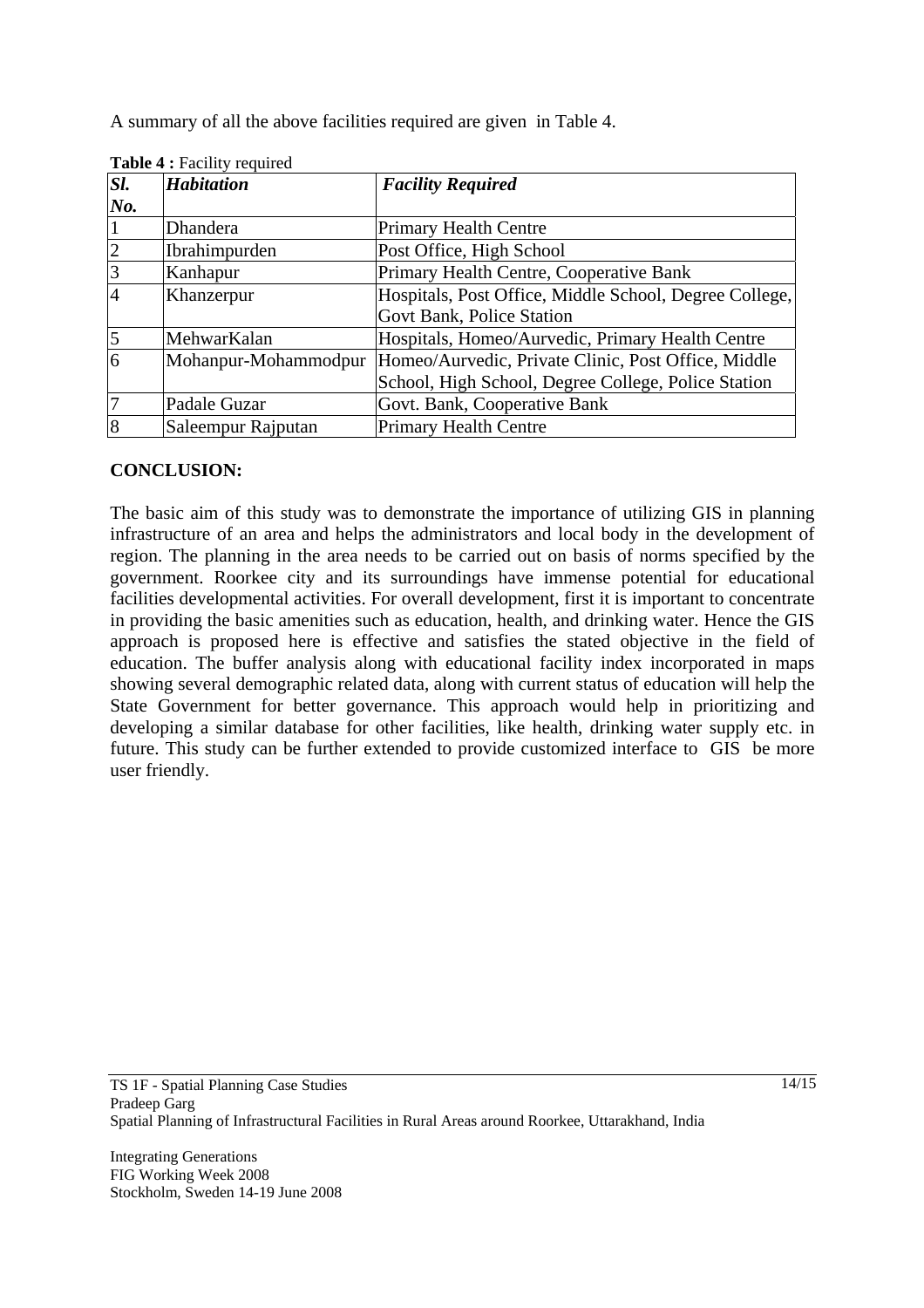A summary of all the above facilities required are given in Table 4.

**Table 4 :** Facility required

| *Sl. No.* | *Habitation* | *Facility Required* |
|---|---|---|
| 1 | Dhandera | Primary Health Centre |
| 2 | Ibrahimpurden | Post Office, High School |
| 3 | Kanhapur | Primary Health Centre, Cooperative Bank |
| 4 | Khanzerpur | Hospitals, Post Office, Middle School, Degree College, Govt Bank, Police Station |
| 5 | MehwarKalan | Hospitals, Homeo/Aurvedic, Primary Health Centre |
| 6 | Mohanpur-Mohammodpur | Homeo/Aurvedic, Private Clinic, Post Office, Middle School, High School, Degree College, Police Station |
| 7 | Padale Guzar | Govt. Bank, Cooperative Bank |
| 8 | Saleempur Rajputan | Primary Health Centre |

## CONCLUSION:

The basic aim of this study was to demonstrate the importance of utilizing GIS in planning infrastructure of an area and helps the administrators and local body in the development of region. The planning in the area needs to be carried out on basis of norms specified by the government. Roorkee city and its surroundings have immense potential for educational facilities developmental activities. For overall development, first it is important to concentrate in providing the basic amenities such as education, health, and drinking water. Hence the GIS approach is proposed here is effective and satisfies the stated objective in the field of education. The buffer analysis along with educational facility index incorporated in maps showing several demographic related data, along with current status of education will help the State Government for better governance. This approach would help in prioritizing and developing a similar database for other facilities, like health, drinking water supply etc. in future. This study can be further extended to provide customized interface to GIS be more user friendly.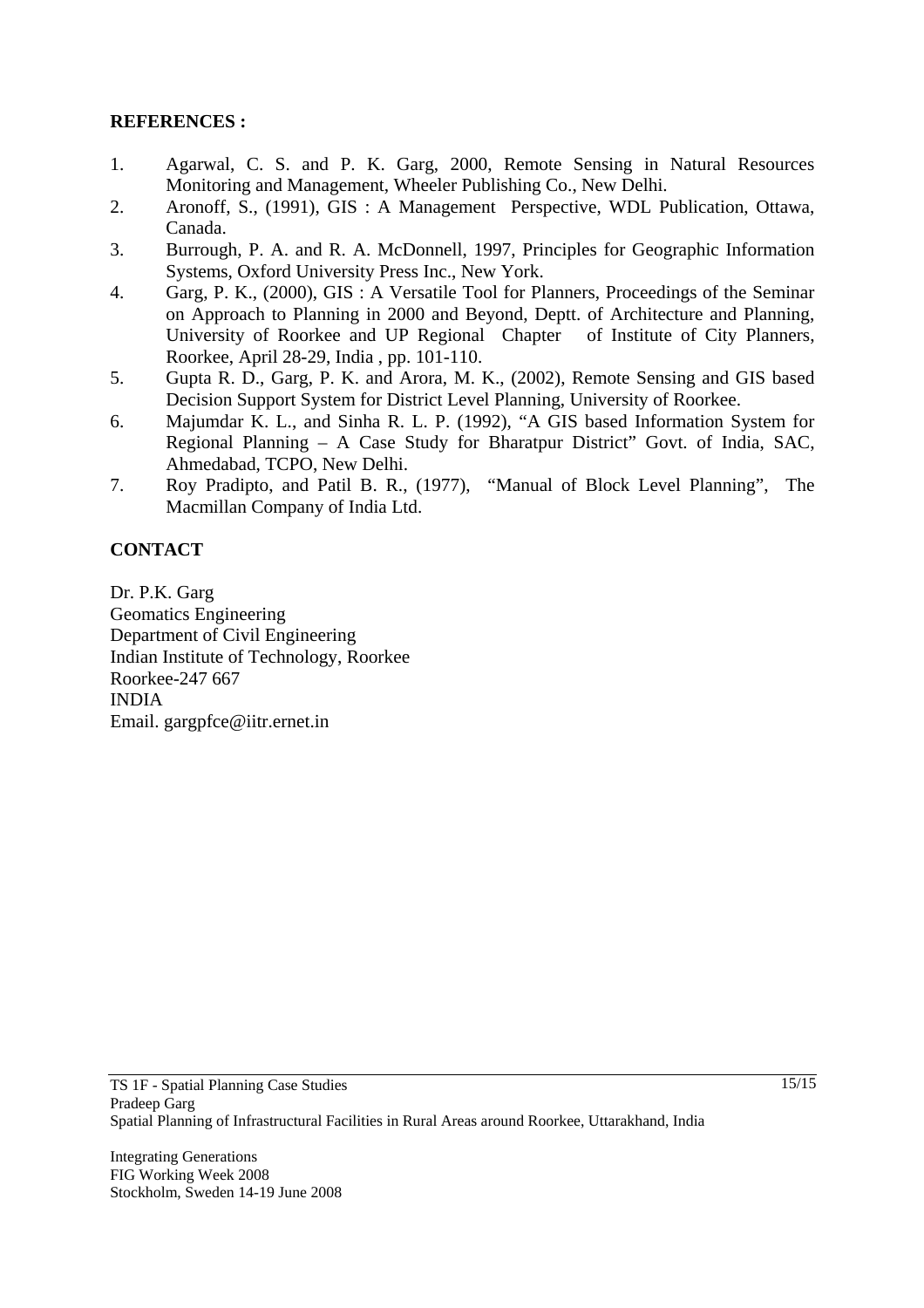**REFERENCES :**

1. Agarwal, C. S. and P. K. Garg, 2000, Remote Sensing in Natural Resources Monitoring and Management, Wheeler Publishing Co., New Delhi.
2. Aronoff, S., (1991), GIS : A Management Perspective, WDL Publication, Ottawa, Canada.
3. Burrough, P. A. and R. A. McDonnell, 1997, Principles for Geographic Information Systems, Oxford University Press Inc., New York.
4. Garg, P. K., (2000), GIS : A Versatile Tool for Planners, Proceedings of the Seminar on Approach to Planning in 2000 and Beyond, Deptt. of Architecture and Planning, University of Roorkee and UP Regional Chapter of Institute of City Planners, Roorkee, April 28-29, India , pp. 101-110.
5. Gupta R. D., Garg, P. K. and Arora, M. K., (2002), Remote Sensing and GIS based Decision Support System for District Level Planning, University of Roorkee.
6. Majumdar K. L., and Sinha R. L. P. (1992), "A GIS based Information System for Regional Planning – A Case Study for Bharatpur District" Govt. of India, SAC, Ahmedabad, TCPO, New Delhi.
7. Roy Pradipto, and Patil B. R., (1977), "Manual of Block Level Planning", The Macmillan Company of India Ltd.

**CONTACT**

Dr. P.K. Garg
Geomatics Engineering
Department of Civil Engineering
Indian Institute of Technology, Roorkee
Roorkee-247 667
INDIA
Email. gargpfce@iitr.ernet.in